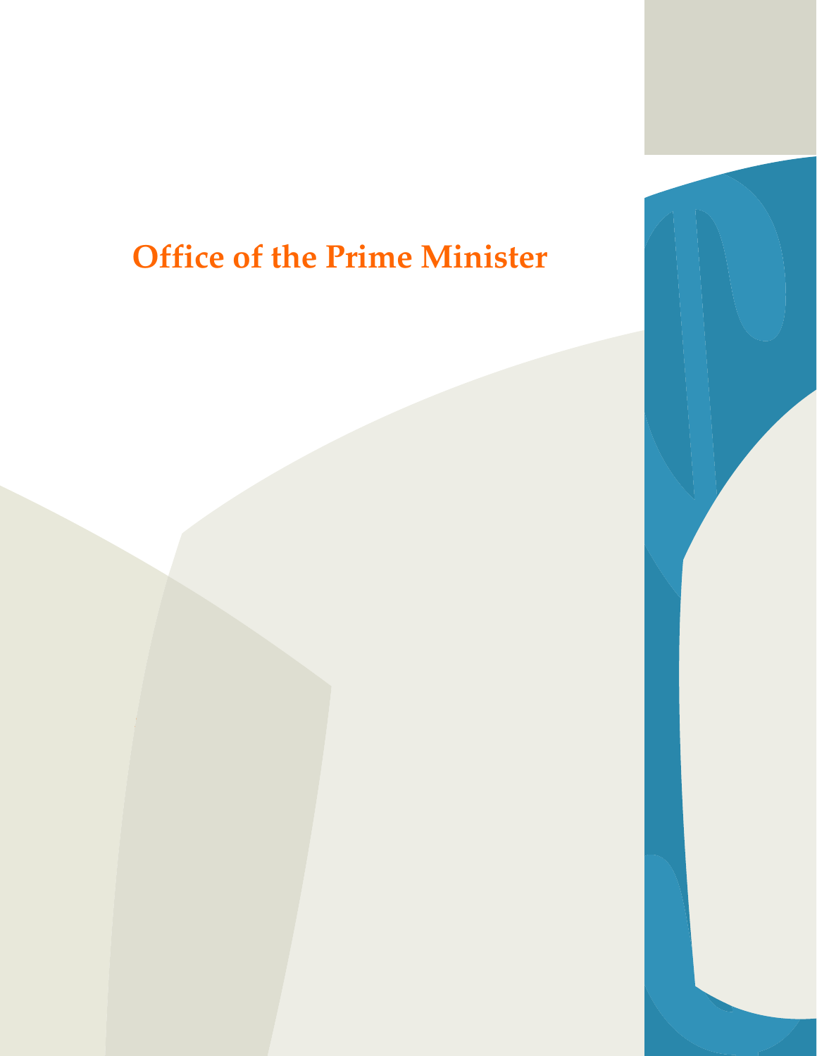# Office of the Prime Minister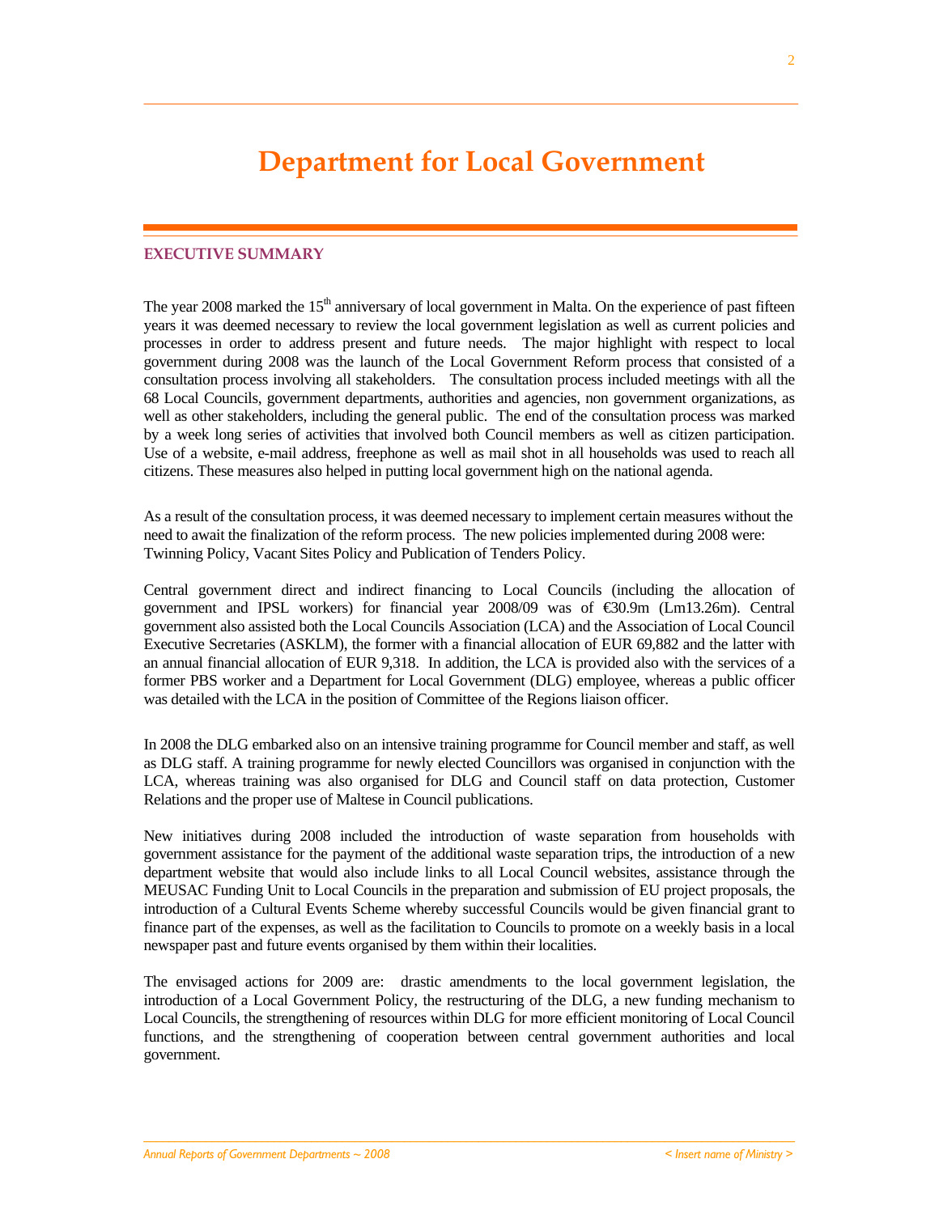# Department for Local Government

## EXECUTIVE SUMMARY

The year 2008 marked the 15th anniversary of local government in Malta. On the experience of past fifteen years it was deemed necessary to review the local government legislation as well as current policies and processes in order to address present and future needs. The major highlight with respect to local government during 2008 was the launch of the Local Government Reform process that consisted of a consultation process involving all stakeholders. The consultation process included meetings with all the 68 Local Councils, government departments, authorities and agencies, non government organizations, as well as other stakeholders, including the general public. The end of the consultation process was marked by a week long series of activities that involved both Council members as well as citizen participation. Use of a website, e-mail address, freephone as well as mail shot in all households was used to reach all citizens. These measures also helped in putting local government high on the national agenda.

As a result of the consultation process, it was deemed necessary to implement certain measures without the need to await the finalization of the reform process. The new policies implemented during 2008 were: Twinning Policy, Vacant Sites Policy and Publication of Tenders Policy.

Central government direct and indirect financing to Local Councils (including the allocation of government and IPSL workers) for financial year 2008/09 was of €30.9m (Lm13.26m). Central government also assisted both the Local Councils Association (LCA) and the Association of Local Council Executive Secretaries (ASKLM), the former with a financial allocation of EUR 69,882 and the latter with an annual financial allocation of EUR 9,318. In addition, the LCA is provided also with the services of a former PBS worker and a Department for Local Government (DLG) employee, whereas a public officer was detailed with the LCA in the position of Committee of the Regions liaison officer.

In 2008 the DLG embarked also on an intensive training programme for Council member and staff, as well as DLG staff. A training programme for newly elected Councillors was organised in conjunction with the LCA, whereas training was also organised for DLG and Council staff on data protection, Customer Relations and the proper use of Maltese in Council publications.

New initiatives during 2008 included the introduction of waste separation from households with government assistance for the payment of the additional waste separation trips, the introduction of a new department website that would also include links to all Local Council websites, assistance through the MEUSAC Funding Unit to Local Councils in the preparation and submission of EU project proposals, the introduction of a Cultural Events Scheme whereby successful Councils would be given financial grant to finance part of the expenses, as well as the facilitation to Councils to promote on a weekly basis in a local newspaper past and future events organised by them within their localities.

The envisaged actions for 2009 are: drastic amendments to the local government legislation, the introduction of a Local Government Policy, the restructuring of the DLG, a new funding mechanism to Local Councils, the strengthening of resources within DLG for more efficient monitoring of Local Council functions, and the strengthening of cooperation between central government authorities and local government.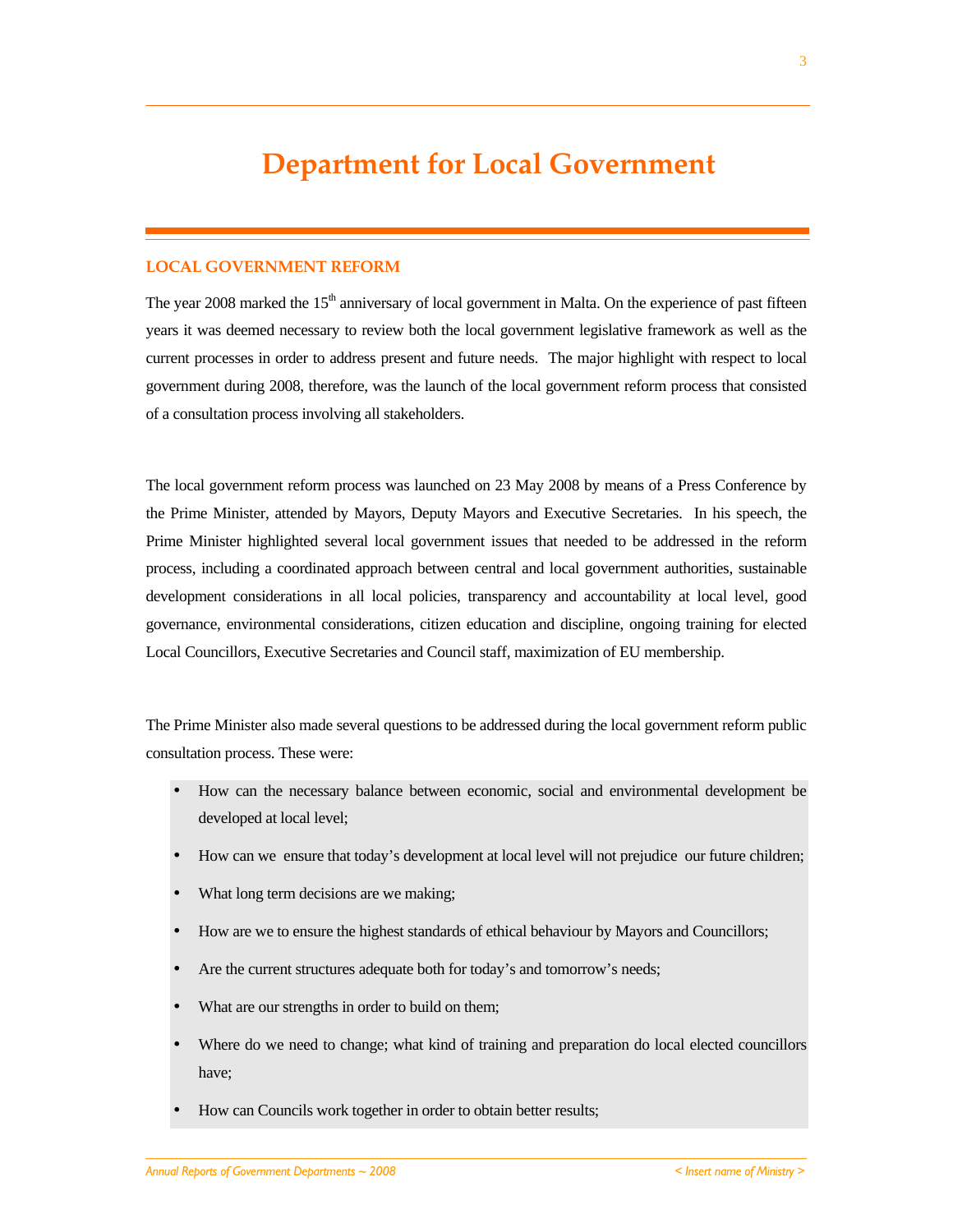# Department for Local Government

## LOCAL GOVERNMENT REFORM

The year 2008 marked the 15th anniversary of local government in Malta. On the experience of past fifteen years it was deemed necessary to review both the local government legislative framework as well as the current processes in order to address present and future needs. The major highlight with respect to local government during 2008, therefore, was the launch of the local government reform process that consisted of a consultation process involving all stakeholders.

The local government reform process was launched on 23 May 2008 by means of a Press Conference by the Prime Minister, attended by Mayors, Deputy Mayors and Executive Secretaries. In his speech, the Prime Minister highlighted several local government issues that needed to be addressed in the reform process, including a coordinated approach between central and local government authorities, sustainable development considerations in all local policies, transparency and accountability at local level, good governance, environmental considerations, citizen education and discipline, ongoing training for elected Local Councillors, Executive Secretaries and Council staff, maximization of EU membership.

The Prime Minister also made several questions to be addressed during the local government reform public consultation process. These were:

- How can the necessary balance between economic, social and environmental development be developed at local level;
- How can we ensure that today's development at local level will not prejudice our future children;
- What long term decisions are we making;
- How are we to ensure the highest standards of ethical behaviour by Mayors and Councillors;
- Are the current structures adequate both for today's and tomorrow's needs;
- What are our strengths in order to build on them;
- Where do we need to change; what kind of training and preparation do local elected councillors have;
- How can Councils work together in order to obtain better results;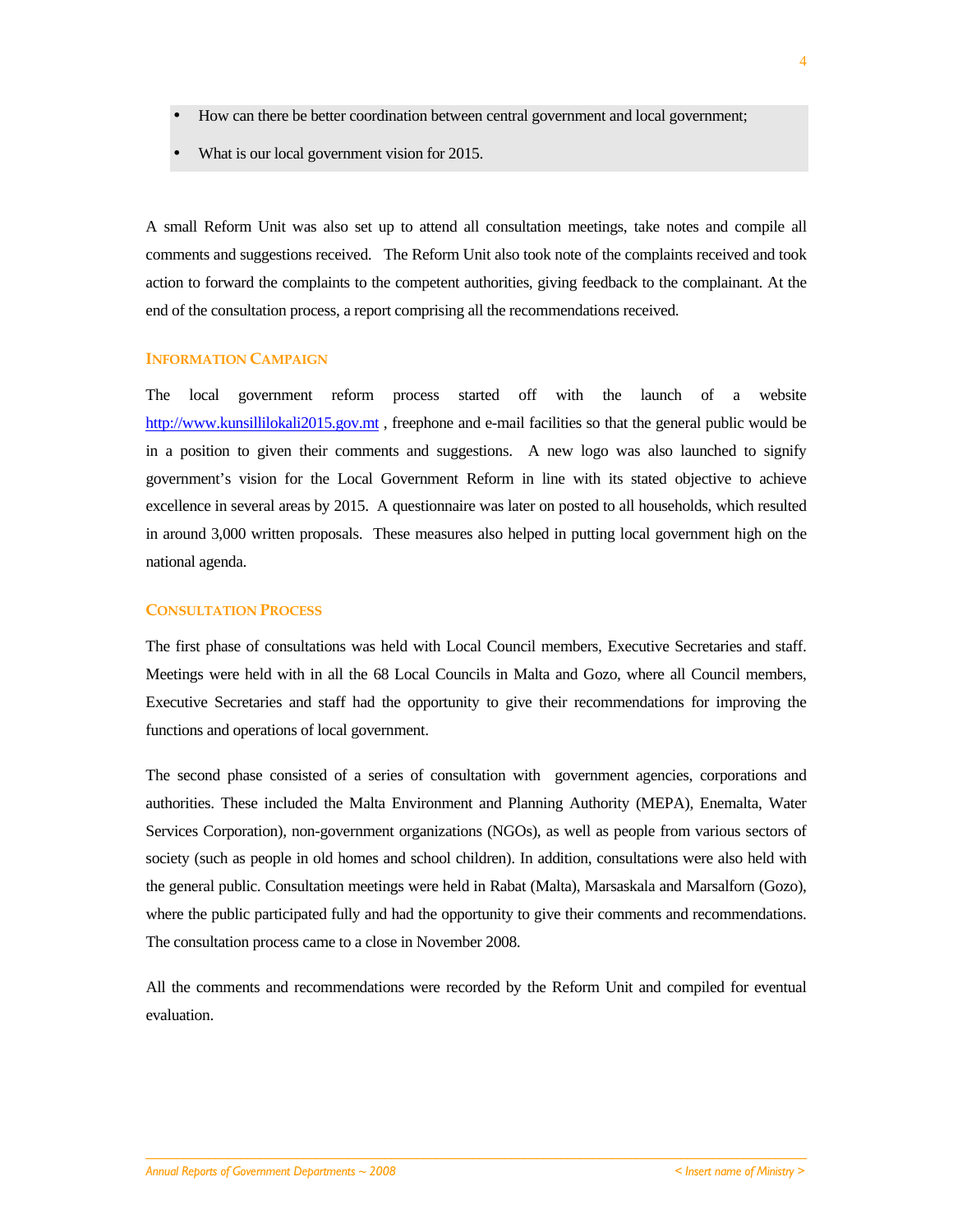- How can there be better coordination between central government and local government;
- What is our local government vision for 2015.

A small Reform Unit was also set up to attend all consultation meetings, take notes and compile all comments and suggestions received. The Reform Unit also took note of the complaints received and took action to forward the complaints to the competent authorities, giving feedback to the complainant. At the end of the consultation process, a report comprising all the recommendations received.

## INFORMATION CAMPAIGN

The local government reform process started off with the launch of a website http://www.kunsillilokali2015.gov.mt , freephone and e-mail facilities so that the general public would be in a position to given their comments and suggestions. A new logo was also launched to signify government's vision for the Local Government Reform in line with its stated objective to achieve excellence in several areas by 2015. A questionnaire was later on posted to all households, which resulted in around 3,000 written proposals. These measures also helped in putting local government high on the national agenda.

## CONSULTATION PROCESS

The first phase of consultations was held with Local Council members, Executive Secretaries and staff. Meetings were held with in all the 68 Local Councils in Malta and Gozo, where all Council members, Executive Secretaries and staff had the opportunity to give their recommendations for improving the functions and operations of local government.

The second phase consisted of a series of consultation with government agencies, corporations and authorities. These included the Malta Environment and Planning Authority (MEPA), Enemalta, Water Services Corporation), non-government organizations (NGOs), as well as people from various sectors of society (such as people in old homes and school children). In addition, consultations were also held with the general public. Consultation meetings were held in Rabat (Malta), Marsaskala and Marsalforn (Gozo), where the public participated fully and had the opportunity to give their comments and recommendations. The consultation process came to a close in November 2008.

All the comments and recommendations were recorded by the Reform Unit and compiled for eventual evaluation.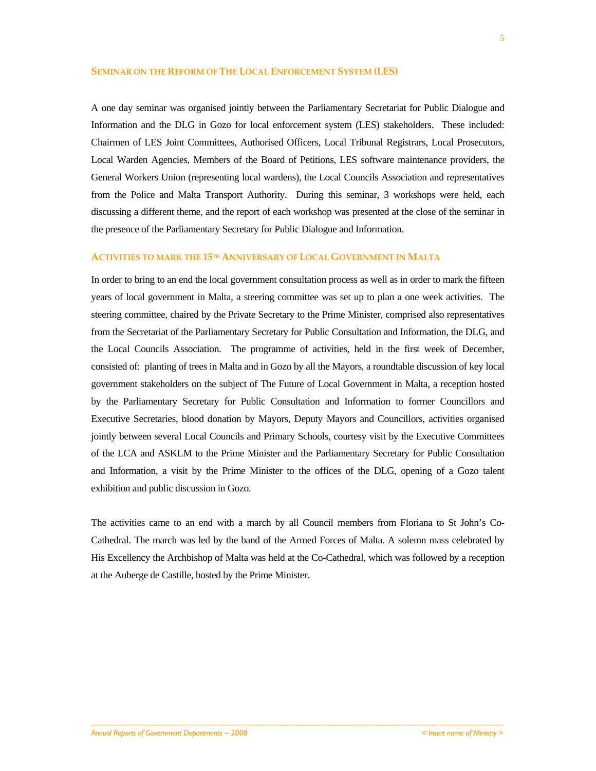## Seminar on the Reform of The Local Enforcement System (LES)

A one day seminar was organised jointly between the Parliamentary Secretariat for Public Dialogue and Information and the DLG in Gozo for local enforcement system (LES) stakeholders. These included: Chairmen of LES Joint Committees, Authorised Officers, Local Tribunal Registrars, Local Prosecutors, Local Warden Agencies, Members of the Board of Petitions, LES software maintenance providers, the General Workers Union (representing local wardens), the Local Councils Association and representatives from the Police and Malta Transport Authority. During this seminar, 3 workshops were held, each discussing a different theme, and the report of each workshop was presented at the close of the seminar in the presence of the Parliamentary Secretary for Public Dialogue and Information.

## Activities to mark the 15th Anniversary of Local Government in Malta

In order to bring to an end the local government consultation process as well as in order to mark the fifteen years of local government in Malta, a steering committee was set up to plan a one week activities. The steering committee, chaired by the Private Secretary to the Prime Minister, comprised also representatives from the Secretariat of the Parliamentary Secretary for Public Consultation and Information, the DLG, and the Local Councils Association. The programme of activities, held in the first week of December, consisted of: planting of trees in Malta and in Gozo by all the Mayors, a roundtable discussion of key local government stakeholders on the subject of The Future of Local Government in Malta, a reception hosted by the Parliamentary Secretary for Public Consultation and Information to former Councillors and Executive Secretaries, blood donation by Mayors, Deputy Mayors and Councillors, activities organised jointly between several Local Councils and Primary Schools, courtesy visit by the Executive Committees of the LCA and ASKLM to the Prime Minister and the Parliamentary Secretary for Public Consultation and Information, a visit by the Prime Minister to the offices of the DLG, opening of a Gozo talent exhibition and public discussion in Gozo.

The activities came to an end with a march by all Council members from Floriana to St John's Co-Cathedral. The march was led by the band of the Armed Forces of Malta. A solemn mass celebrated by His Excellency the Archbishop of Malta was held at the Co-Cathedral, which was followed by a reception at the Auberge de Castille, hosted by the Prime Minister.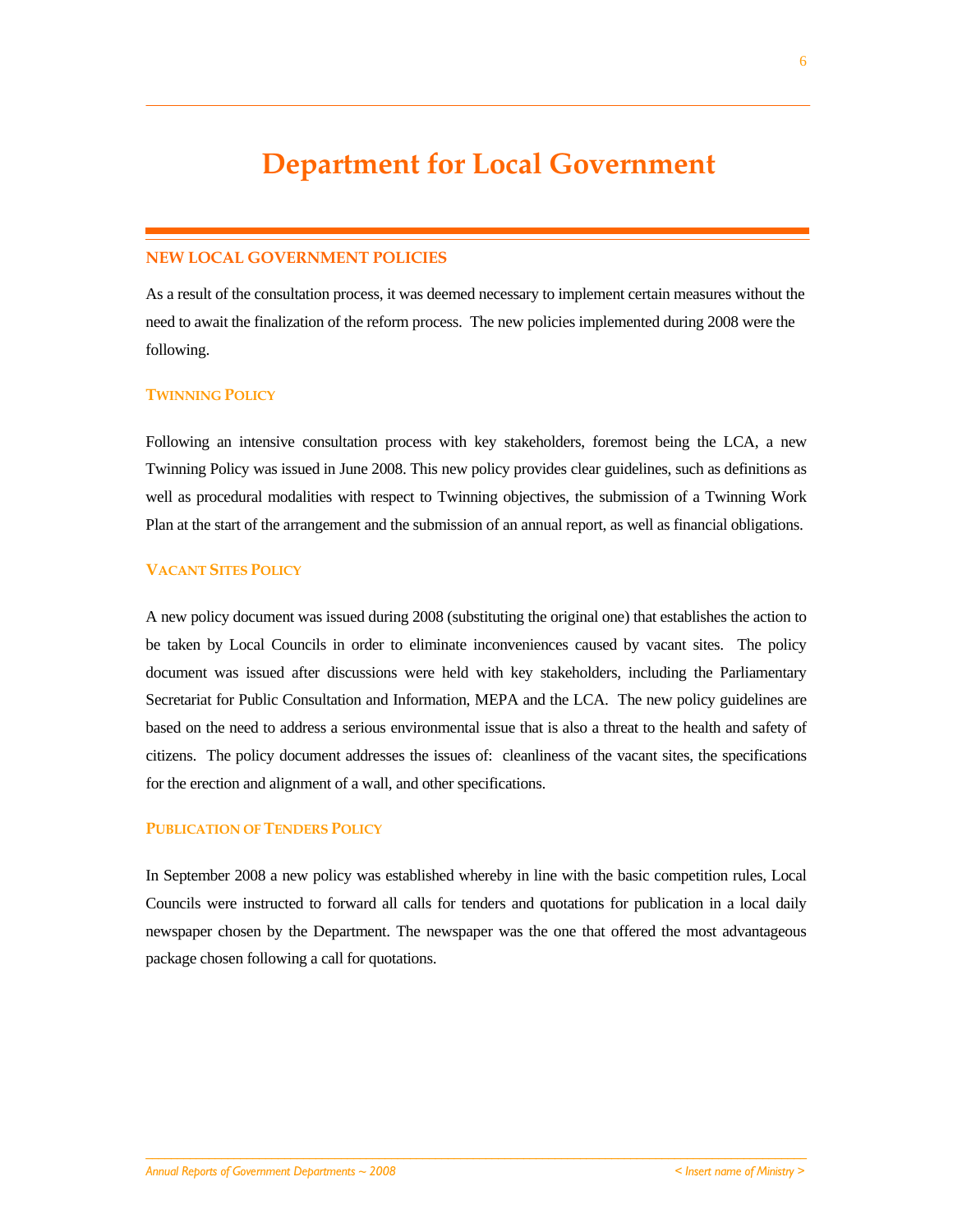# Department for Local Government

## NEW LOCAL GOVERNMENT POLICIES

As a result of the consultation process, it was deemed necessary to implement certain measures without the need to await the finalization of the reform process. The new policies implemented during 2008 were the following.

### Twinning Policy

Following an intensive consultation process with key stakeholders, foremost being the LCA, a new Twinning Policy was issued in June 2008. This new policy provides clear guidelines, such as definitions as well as procedural modalities with respect to Twinning objectives, the submission of a Twinning Work Plan at the start of the arrangement and the submission of an annual report, as well as financial obligations.

### Vacant Sites Policy

A new policy document was issued during 2008 (substituting the original one) that establishes the action to be taken by Local Councils in order to eliminate inconveniences caused by vacant sites. The policy document was issued after discussions were held with key stakeholders, including the Parliamentary Secretariat for Public Consultation and Information, MEPA and the LCA. The new policy guidelines are based on the need to address a serious environmental issue that is also a threat to the health and safety of citizens. The policy document addresses the issues of: cleanliness of the vacant sites, the specifications for the erection and alignment of a wall, and other specifications.

### Publication of Tenders Policy

In September 2008 a new policy was established whereby in line with the basic competition rules, Local Councils were instructed to forward all calls for tenders and quotations for publication in a local daily newspaper chosen by the Department. The newspaper was the one that offered the most advantageous package chosen following a call for quotations.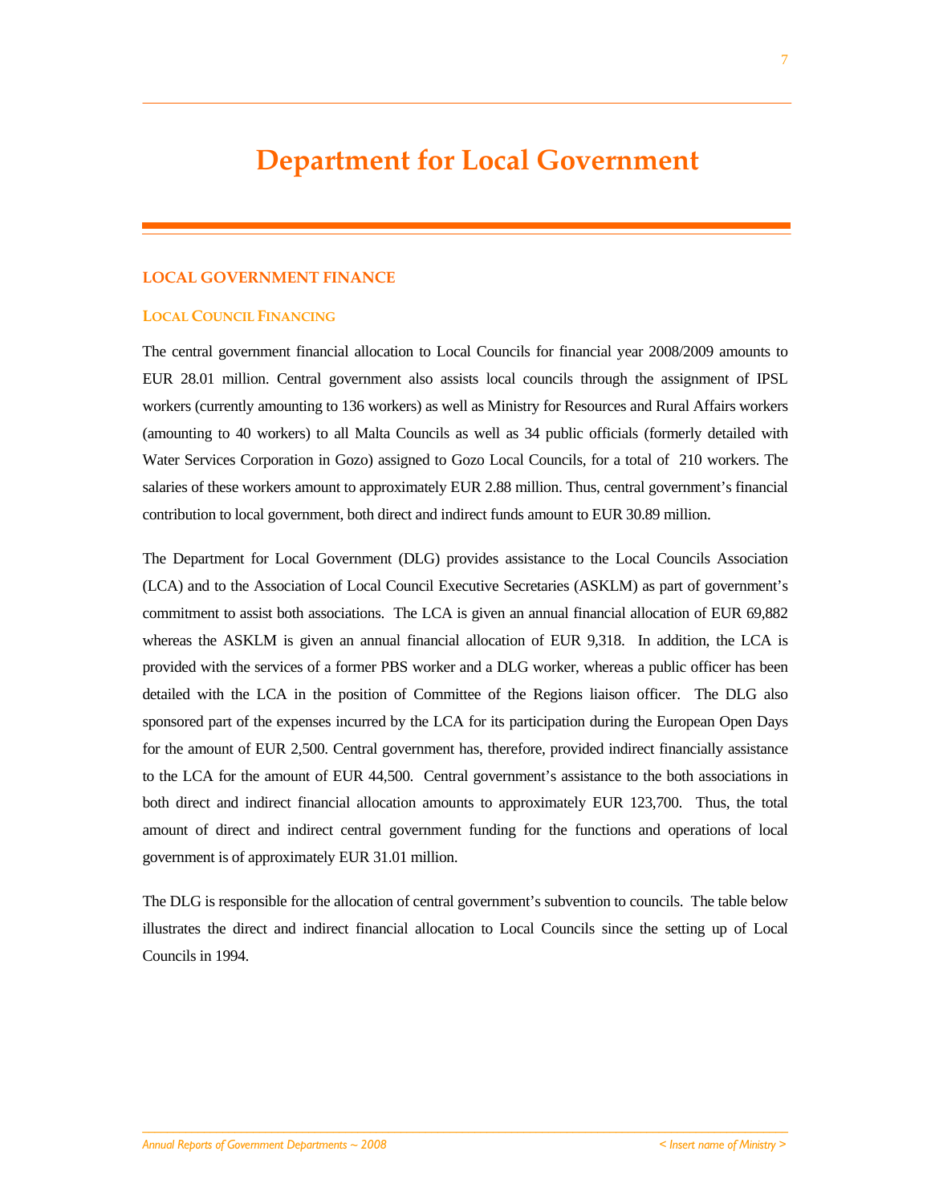# Department for Local Government

## LOCAL GOVERNMENT FINANCE

### Local Council Financing

The central government financial allocation to Local Councils for financial year 2008/2009 amounts to EUR 28.01 million. Central government also assists local councils through the assignment of IPSL workers (currently amounting to 136 workers) as well as Ministry for Resources and Rural Affairs workers (amounting to 40 workers) to all Malta Councils as well as 34 public officials (formerly detailed with Water Services Corporation in Gozo) assigned to Gozo Local Councils, for a total of 210 workers. The salaries of these workers amount to approximately EUR 2.88 million. Thus, central government's financial contribution to local government, both direct and indirect funds amount to EUR 30.89 million.

The Department for Local Government (DLG) provides assistance to the Local Councils Association (LCA) and to the Association of Local Council Executive Secretaries (ASKLM) as part of government's commitment to assist both associations. The LCA is given an annual financial allocation of EUR 69,882 whereas the ASKLM is given an annual financial allocation of EUR 9,318. In addition, the LCA is provided with the services of a former PBS worker and a DLG worker, whereas a public officer has been detailed with the LCA in the position of Committee of the Regions liaison officer. The DLG also sponsored part of the expenses incurred by the LCA for its participation during the European Open Days for the amount of EUR 2,500. Central government has, therefore, provided indirect financially assistance to the LCA for the amount of EUR 44,500. Central government's assistance to the both associations in both direct and indirect financial allocation amounts to approximately EUR 123,700. Thus, the total amount of direct and indirect central government funding for the functions and operations of local government is of approximately EUR 31.01 million.

The DLG is responsible for the allocation of central government's subvention to councils. The table below illustrates the direct and indirect financial allocation to Local Councils since the setting up of Local Councils in 1994.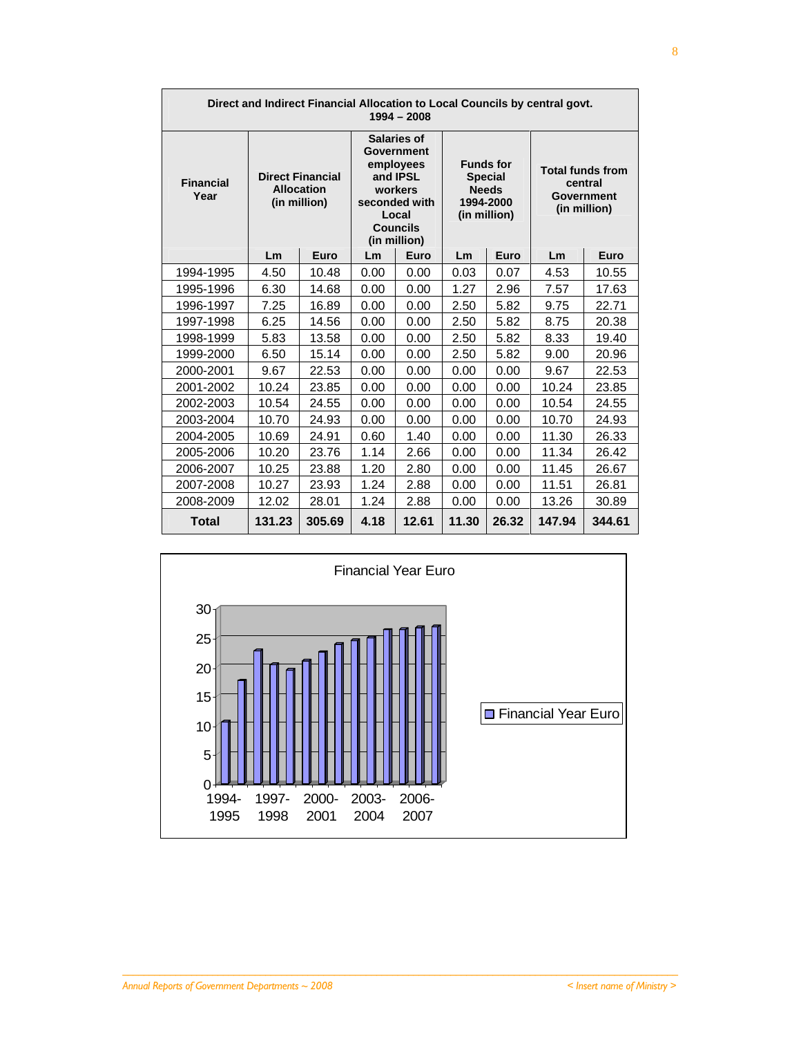| Direct and Indirect Financial Allocation to Local Councils by central govt. 1994 – 2008 | | | | | | | | |
|---|---|---|---|---|---|---|---|---|
| **Financial Year** | **Direct Financial Allocation (in million)** | | **Salaries of Government employees and IPSL workers seconded with Local Councils (in million)** | | **Funds for Special Needs 1994-2000 (in million)** | | **Total funds from central Government (in million)** | |
| | **Lm** | **Euro** | **Lm** | **Euro** | **Lm** | **Euro** | **Lm** | **Euro** |
| 1994-1995 | 4.50 | 10.48 | 0.00 | 0.00 | 0.03 | 0.07 | 4.53 | 10.55 |
| 1995-1996 | 6.30 | 14.68 | 0.00 | 0.00 | 1.27 | 2.96 | 7.57 | 17.63 |
| 1996-1997 | 7.25 | 16.89 | 0.00 | 0.00 | 2.50 | 5.82 | 9.75 | 22.71 |
| 1997-1998 | 6.25 | 14.56 | 0.00 | 0.00 | 2.50 | 5.82 | 8.75 | 20.38 |
| 1998-1999 | 5.83 | 13.58 | 0.00 | 0.00 | 2.50 | 5.82 | 8.33 | 19.40 |
| 1999-2000 | 6.50 | 15.14 | 0.00 | 0.00 | 2.50 | 5.82 | 9.00 | 20.96 |
| 2000-2001 | 9.67 | 22.53 | 0.00 | 0.00 | 0.00 | 0.00 | 9.67 | 22.53 |
| 2001-2002 | 10.24 | 23.85 | 0.00 | 0.00 | 0.00 | 0.00 | 10.24 | 23.85 |
| 2002-2003 | 10.54 | 24.55 | 0.00 | 0.00 | 0.00 | 0.00 | 10.54 | 24.55 |
| 2003-2004 | 10.70 | 24.93 | 0.00 | 0.00 | 0.00 | 0.00 | 10.70 | 24.93 |
| 2004-2005 | 10.69 | 24.91 | 0.60 | 1.40 | 0.00 | 0.00 | 11.30 | 26.33 |
| 2005-2006 | 10.20 | 23.76 | 1.14 | 2.66 | 0.00 | 0.00 | 11.34 | 26.42 |
| 2006-2007 | 10.25 | 23.88 | 1.20 | 2.80 | 0.00 | 0.00 | 11.45 | 26.67 |
| 2007-2008 | 10.27 | 23.93 | 1.24 | 2.88 | 0.00 | 0.00 | 11.51 | 26.81 |
| 2008-2009 | 12.02 | 28.01 | 1.24 | 2.88 | 0.00 | 0.00 | 13.26 | 30.89 |
| **Total** | **131.23** | **305.69** | **4.18** | **12.61** | **11.30** | **26.32** | **147.94** | **344.61** |

Financial Year Euro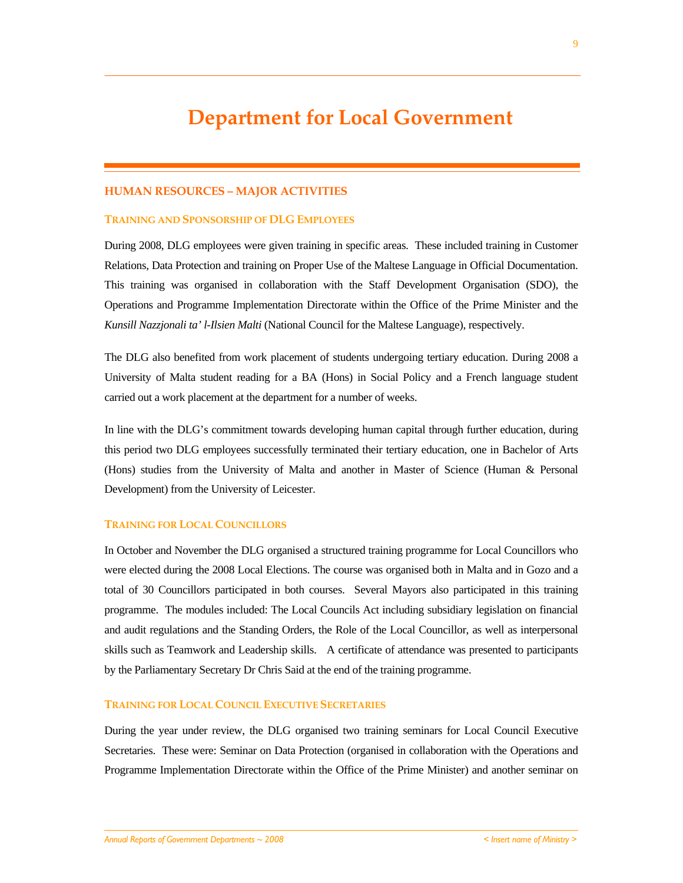# Department for Local Government

## HUMAN RESOURCES – MAJOR ACTIVITIES

### TRAINING AND SPONSORSHIP OF DLG EMPLOYEES

During 2008, DLG employees were given training in specific areas. These included training in Customer Relations, Data Protection and training on Proper Use of the Maltese Language in Official Documentation. This training was organised in collaboration with the Staff Development Organisation (SDO), the Operations and Programme Implementation Directorate within the Office of the Prime Minister and the *Kunsill Nazzjonali ta' l-Ilsien Malti* (National Council for the Maltese Language), respectively.

The DLG also benefited from work placement of students undergoing tertiary education. During 2008 a University of Malta student reading for a BA (Hons) in Social Policy and a French language student carried out a work placement at the department for a number of weeks.

In line with the DLG's commitment towards developing human capital through further education, during this period two DLG employees successfully terminated their tertiary education, one in Bachelor of Arts (Hons) studies from the University of Malta and another in Master of Science (Human & Personal Development) from the University of Leicester.

### TRAINING FOR LOCAL COUNCILLORS

In October and November the DLG organised a structured training programme for Local Councillors who were elected during the 2008 Local Elections. The course was organised both in Malta and in Gozo and a total of 30 Councillors participated in both courses. Several Mayors also participated in this training programme. The modules included: The Local Councils Act including subsidiary legislation on financial and audit regulations and the Standing Orders, the Role of the Local Councillor, as well as interpersonal skills such as Teamwork and Leadership skills. A certificate of attendance was presented to participants by the Parliamentary Secretary Dr Chris Said at the end of the training programme.

### TRAINING FOR LOCAL COUNCIL EXECUTIVE SECRETARIES

During the year under review, the DLG organised two training seminars for Local Council Executive Secretaries. These were: Seminar on Data Protection (organised in collaboration with the Operations and Programme Implementation Directorate within the Office of the Prime Minister) and another seminar on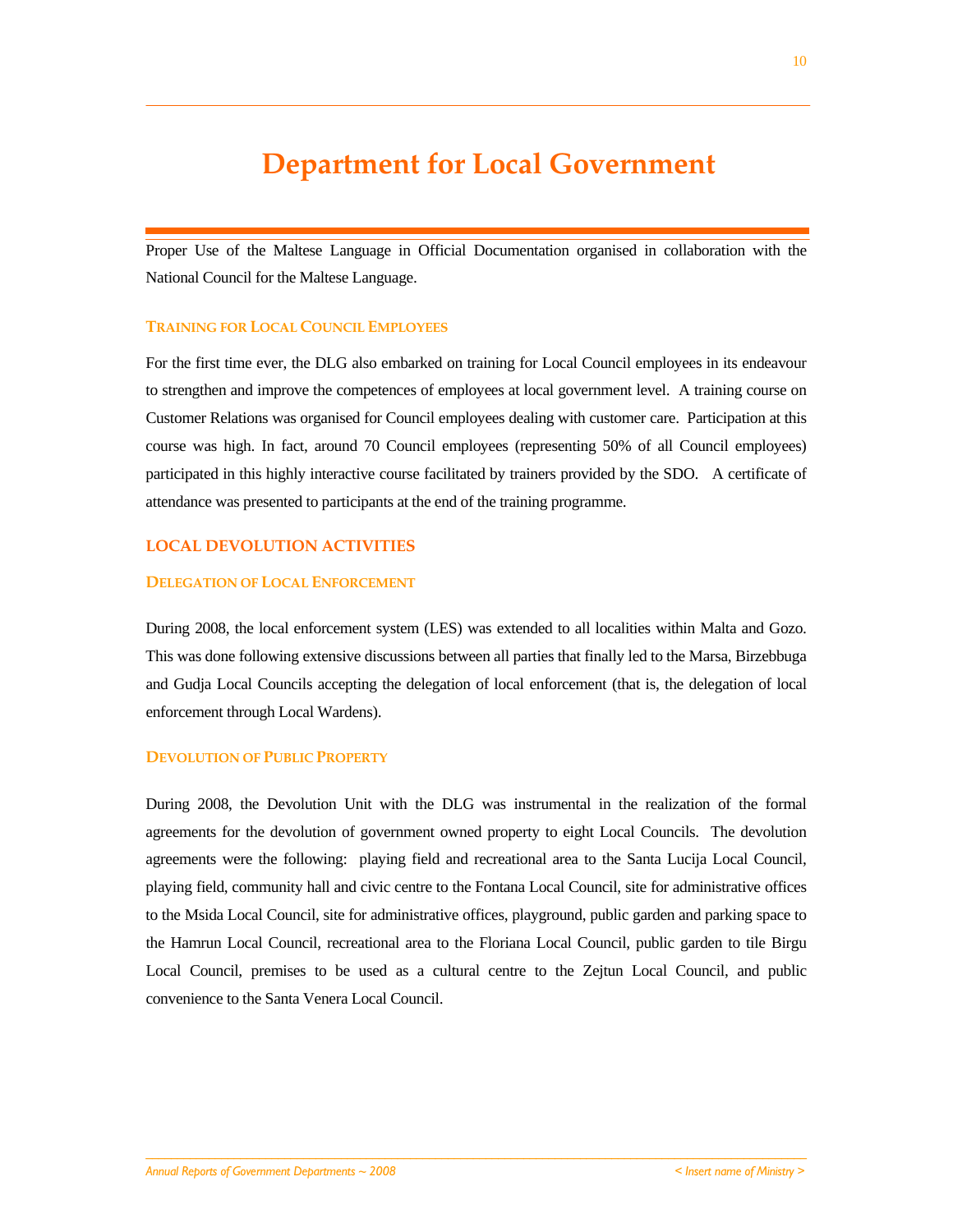# Department for Local Government

Proper Use of the Maltese Language in Official Documentation organised in collaboration with the National Council for the Maltese Language.

### Training for Local Council Employees

For the first time ever, the DLG also embarked on training for Local Council employees in its endeavour to strengthen and improve the competences of employees at local government level. A training course on Customer Relations was organised for Council employees dealing with customer care. Participation at this course was high. In fact, around 70 Council employees (representing 50% of all Council employees) participated in this highly interactive course facilitated by trainers provided by the SDO. A certificate of attendance was presented to participants at the end of the training programme.

## LOCAL DEVOLUTION ACTIVITIES

### Delegation of Local Enforcement

During 2008, the local enforcement system (LES) was extended to all localities within Malta and Gozo. This was done following extensive discussions between all parties that finally led to the Marsa, Birzebbuga and Gudja Local Councils accepting the delegation of local enforcement (that is, the delegation of local enforcement through Local Wardens).

### Devolution of Public Property

During 2008, the Devolution Unit with the DLG was instrumental in the realization of the formal agreements for the devolution of government owned property to eight Local Councils. The devolution agreements were the following: playing field and recreational area to the Santa Lucija Local Council, playing field, community hall and civic centre to the Fontana Local Council, site for administrative offices to the Msida Local Council, site for administrative offices, playground, public garden and parking space to the Hamrun Local Council, recreational area to the Floriana Local Council, public garden to tile Birgu Local Council, premises to be used as a cultural centre to the Zejtun Local Council, and public convenience to the Santa Venera Local Council.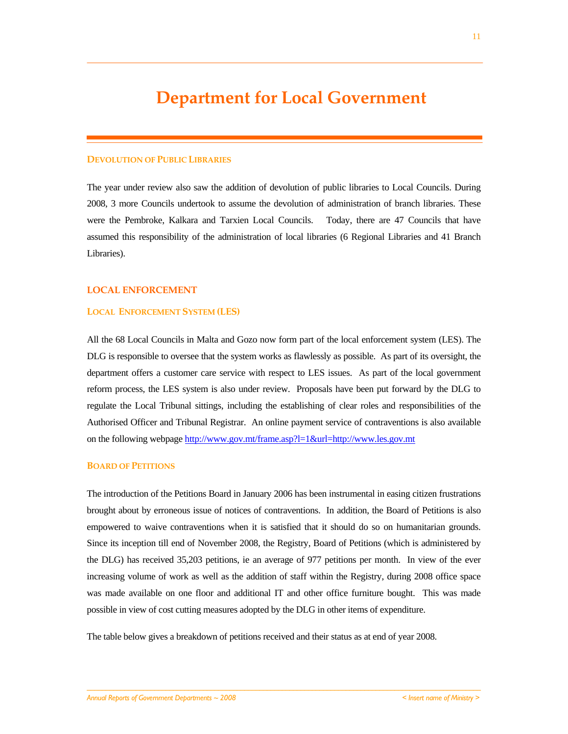# Department for Local Government

### Devolution of Public Libraries

The year under review also saw the addition of devolution of public libraries to Local Councils. During 2008, 3 more Councils undertook to assume the devolution of administration of branch libraries. These were the Pembroke, Kalkara and Tarxien Local Councils. Today, there are 47 Councils that have assumed this responsibility of the administration of local libraries (6 Regional Libraries and 41 Branch Libraries).

## LOCAL ENFORCEMENT

### Local Enforcement System (LES)

All the 68 Local Councils in Malta and Gozo now form part of the local enforcement system (LES). The DLG is responsible to oversee that the system works as flawlessly as possible. As part of its oversight, the department offers a customer care service with respect to LES issues. As part of the local government reform process, the LES system is also under review. Proposals have been put forward by the DLG to regulate the Local Tribunal sittings, including the establishing of clear roles and responsibilities of the Authorised Officer and Tribunal Registrar. An online payment service of contraventions is also available on the following webpage http://www.gov.mt/frame.asp?l=1&url=http://www.les.gov.mt

### Board of Petitions

The introduction of the Petitions Board in January 2006 has been instrumental in easing citizen frustrations brought about by erroneous issue of notices of contraventions. In addition, the Board of Petitions is also empowered to waive contraventions when it is satisfied that it should do so on humanitarian grounds. Since its inception till end of November 2008, the Registry, Board of Petitions (which is administered by the DLG) has received 35,203 petitions, ie an average of 977 petitions per month. In view of the ever increasing volume of work as well as the addition of staff within the Registry, during 2008 office space was made available on one floor and additional IT and other office furniture bought. This was made possible in view of cost cutting measures adopted by the DLG in other items of expenditure.

The table below gives a breakdown of petitions received and their status as at end of year 2008.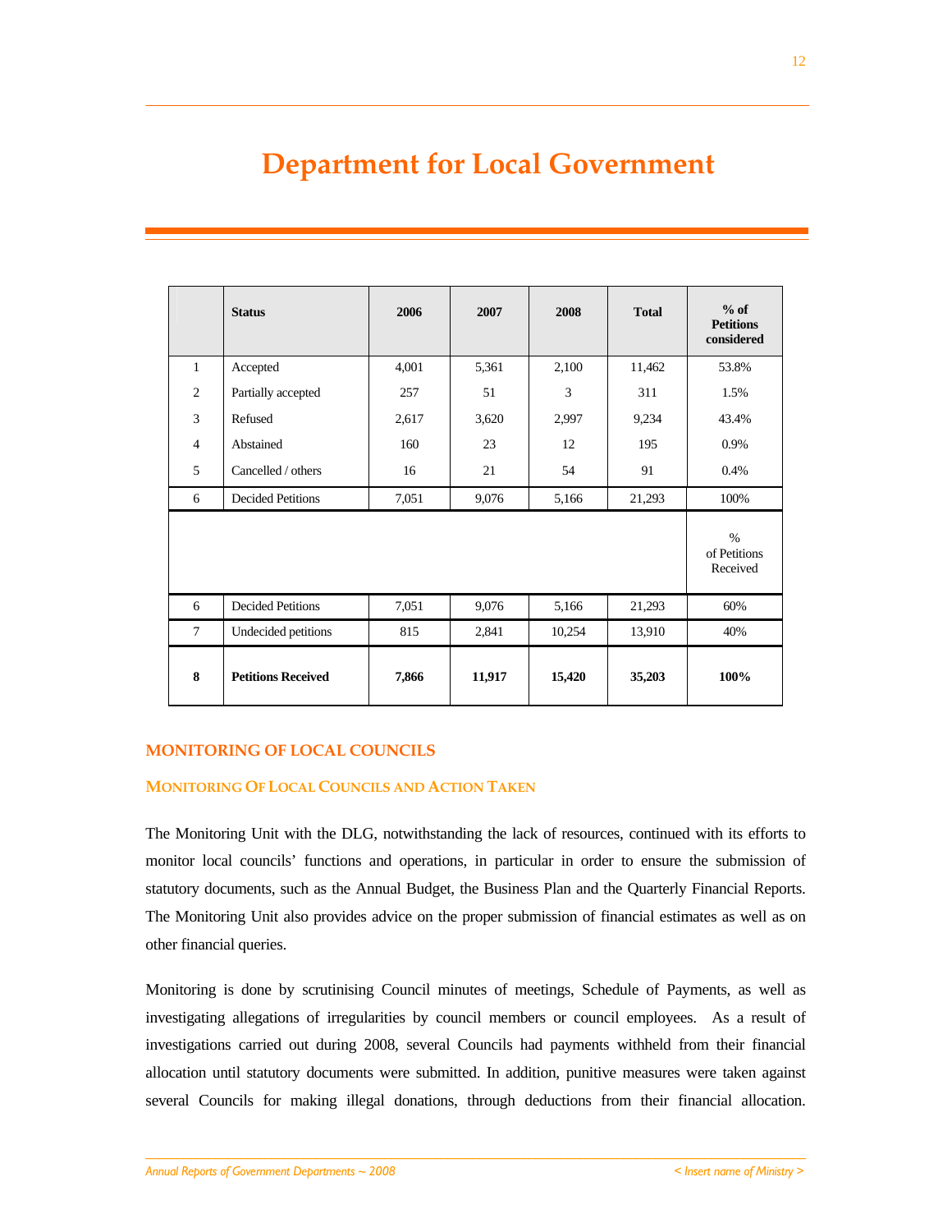# Department for Local Government

| | Status | 2006 | 2007 | 2008 | Total | % of Petitions considered |
|---|---|---|---|---|---|---|
| 1 | Accepted | 4,001 | 5,361 | 2,100 | 11,462 | 53.8% |
| 2 | Partially accepted | 257 | 51 | 3 | 311 | 1.5% |
| 3 | Refused | 2,617 | 3,620 | 2,997 | 9,234 | 43.4% |
| 4 | Abstained | 160 | 23 | 12 | 195 | 0.9% |
| 5 | Cancelled / others | 16 | 21 | 54 | 91 | 0.4% |
| 6 | Decided Petitions | 7,051 | 9,076 | 5,166 | 21,293 | 100% |
| | | | | | | % of Petitions Received |
| 6 | Decided Petitions | 7,051 | 9,076 | 5,166 | 21,293 | 60% |
| 7 | Undecided petitions | 815 | 2,841 | 10,254 | 13,910 | 40% |
| **8** | **Petitions Received** | **7,866** | **11,917** | **15,420** | **35,203** | **100%** |

## MONITORING OF LOCAL COUNCILS

### MONITORING OF LOCAL COUNCILS AND ACTION TAKEN

The Monitoring Unit with the DLG, notwithstanding the lack of resources, continued with its efforts to monitor local councils' functions and operations, in particular in order to ensure the submission of statutory documents, such as the Annual Budget, the Business Plan and the Quarterly Financial Reports. The Monitoring Unit also provides advice on the proper submission of financial estimates as well as on other financial queries.

Monitoring is done by scrutinising Council minutes of meetings, Schedule of Payments, as well as investigating allegations of irregularities by council members or council employees. As a result of investigations carried out during 2008, several Councils had payments withheld from their financial allocation until statutory documents were submitted. In addition, punitive measures were taken against several Councils for making illegal donations, through deductions from their financial allocation.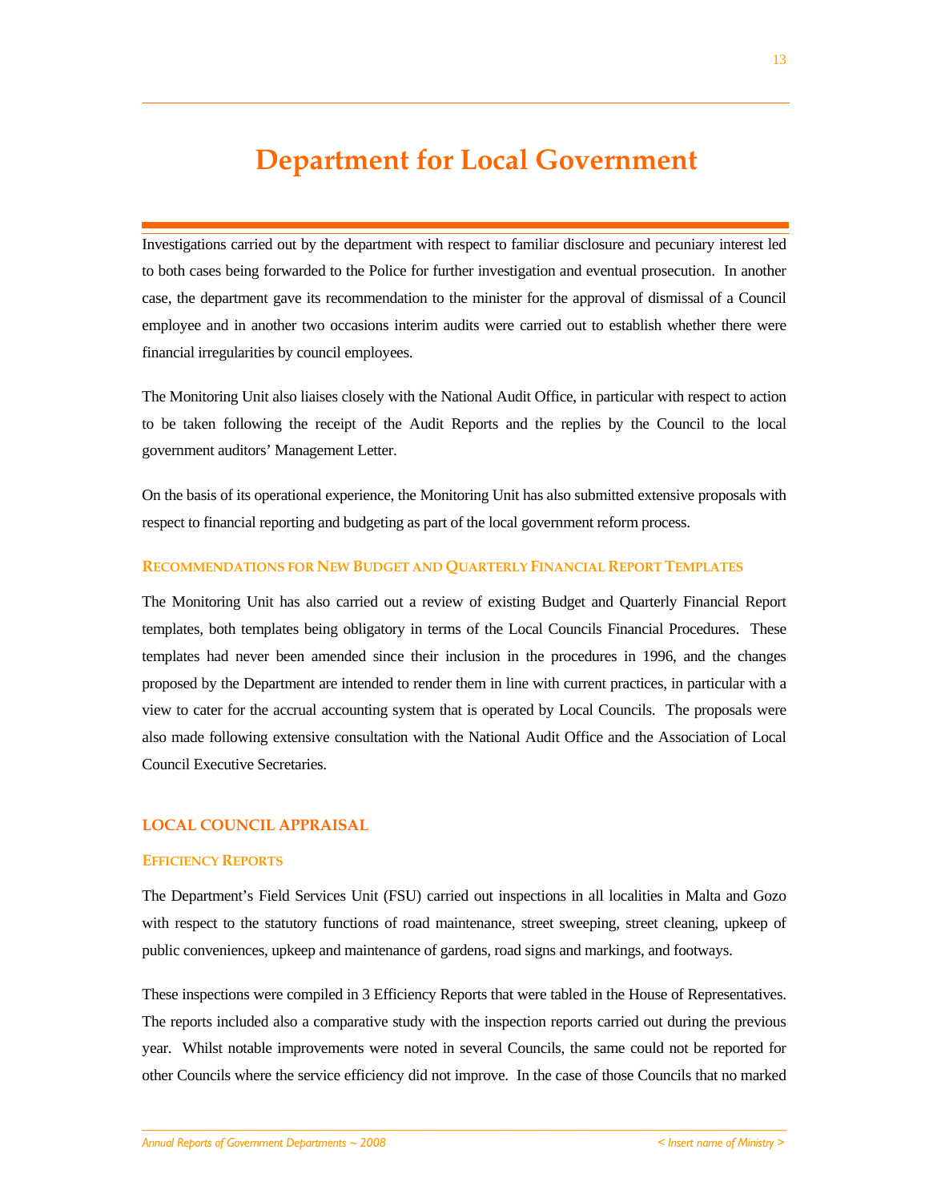# Department for Local Government

Investigations carried out by the department with respect to familiar disclosure and pecuniary interest led to both cases being forwarded to the Police for further investigation and eventual prosecution. In another case, the department gave its recommendation to the minister for the approval of dismissal of a Council employee and in another two occasions interim audits were carried out to establish whether there were financial irregularities by council employees.

The Monitoring Unit also liaises closely with the National Audit Office, in particular with respect to action to be taken following the receipt of the Audit Reports and the replies by the Council to the local government auditors' Management Letter.

On the basis of its operational experience, the Monitoring Unit has also submitted extensive proposals with respect to financial reporting and budgeting as part of the local government reform process.

### Recommendations for New Budget and Quarterly Financial Report Templates

The Monitoring Unit has also carried out a review of existing Budget and Quarterly Financial Report templates, both templates being obligatory in terms of the Local Councils Financial Procedures. These templates had never been amended since their inclusion in the procedures in 1996, and the changes proposed by the Department are intended to render them in line with current practices, in particular with a view to cater for the accrual accounting system that is operated by Local Councils. The proposals were also made following extensive consultation with the National Audit Office and the Association of Local Council Executive Secretaries.

## LOCAL COUNCIL APPRAISAL

### Efficiency Reports

The Department's Field Services Unit (FSU) carried out inspections in all localities in Malta and Gozo with respect to the statutory functions of road maintenance, street sweeping, street cleaning, upkeep of public conveniences, upkeep and maintenance of gardens, road signs and markings, and footways.

These inspections were compiled in 3 Efficiency Reports that were tabled in the House of Representatives. The reports included also a comparative study with the inspection reports carried out during the previous year. Whilst notable improvements were noted in several Councils, the same could not be reported for other Councils where the service efficiency did not improve. In the case of those Councils that no marked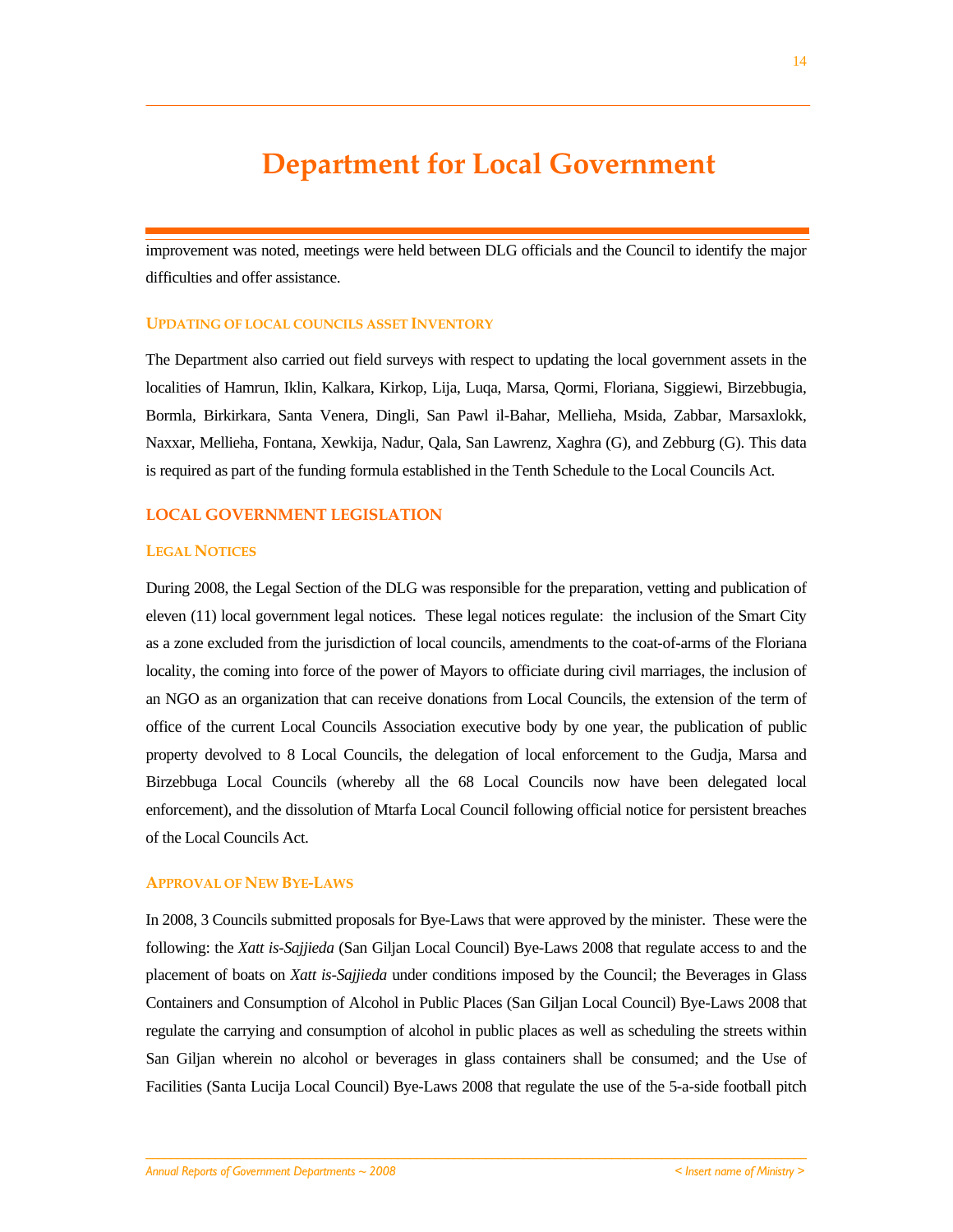improvement was noted, meetings were held between DLG officials and the Council to identify the major difficulties and offer assistance.

### UPDATING OF LOCAL COUNCILS ASSET INVENTORY

The Department also carried out field surveys with respect to updating the local government assets in the localities of Hamrun, Iklin, Kalkara, Kirkop, Lija, Luqa, Marsa, Qormi, Floriana, Siggiewi, Birzebbugia, Bormla, Birkirkara, Santa Venera, Dingli, San Pawl il-Bahar, Mellieha, Msida, Zabbar, Marsaxlokk, Naxxar, Mellieha, Fontana, Xewkija, Nadur, Qala, San Lawrenz, Xaghra (G), and Zebburg (G). This data is required as part of the funding formula established in the Tenth Schedule to the Local Councils Act.

## LOCAL GOVERNMENT LEGISLATION

### LEGAL NOTICES

During 2008, the Legal Section of the DLG was responsible for the preparation, vetting and publication of eleven (11) local government legal notices. These legal notices regulate: the inclusion of the Smart City as a zone excluded from the jurisdiction of local councils, amendments to the coat-of-arms of the Floriana locality, the coming into force of the power of Mayors to officiate during civil marriages, the inclusion of an NGO as an organization that can receive donations from Local Councils, the extension of the term of office of the current Local Councils Association executive body by one year, the publication of public property devolved to 8 Local Councils, the delegation of local enforcement to the Gudja, Marsa and Birzebbuga Local Councils (whereby all the 68 Local Councils now have been delegated local enforcement), and the dissolution of Mtarfa Local Council following official notice for persistent breaches of the Local Councils Act.

### APPROVAL OF NEW BYE-LAWS

In 2008, 3 Councils submitted proposals for Bye-Laws that were approved by the minister. These were the following: the *Xatt is-Sajjieda* (San Giljan Local Council) Bye-Laws 2008 that regulate access to and the placement of boats on *Xatt is-Sajjieda* under conditions imposed by the Council; the Beverages in Glass Containers and Consumption of Alcohol in Public Places (San Giljan Local Council) Bye-Laws 2008 that regulate the carrying and consumption of alcohol in public places as well as scheduling the streets within San Giljan wherein no alcohol or beverages in glass containers shall be consumed; and the Use of Facilities (Santa Lucija Local Council) Bye-Laws 2008 that regulate the use of the 5-a-side football pitch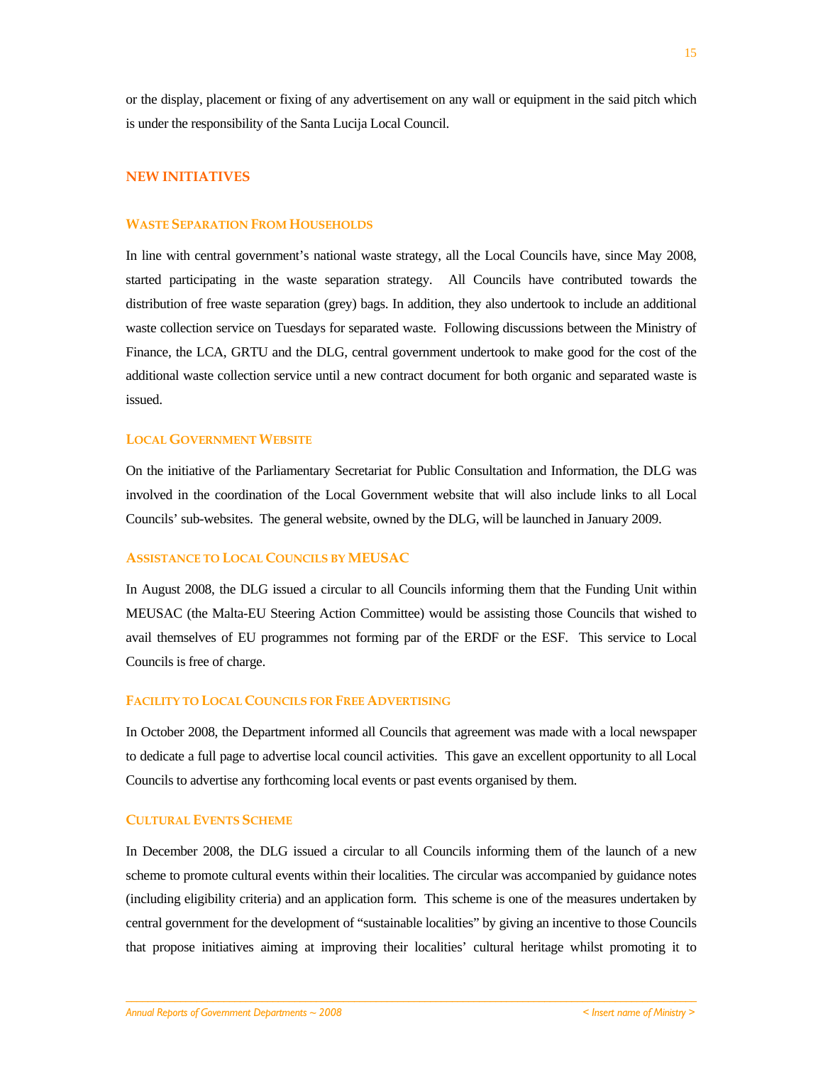or the display, placement or fixing of any advertisement on any wall or equipment in the said pitch which is under the responsibility of the Santa Lucija Local Council.

## NEW INITIATIVES

### WASTE SEPARATION FROM HOUSEHOLDS

In line with central government's national waste strategy, all the Local Councils have, since May 2008, started participating in the waste separation strategy. All Councils have contributed towards the distribution of free waste separation (grey) bags. In addition, they also undertook to include an additional waste collection service on Tuesdays for separated waste. Following discussions between the Ministry of Finance, the LCA, GRTU and the DLG, central government undertook to make good for the cost of the additional waste collection service until a new contract document for both organic and separated waste is issued.

### LOCAL GOVERNMENT WEBSITE

On the initiative of the Parliamentary Secretariat for Public Consultation and Information, the DLG was involved in the coordination of the Local Government website that will also include links to all Local Councils' sub-websites. The general website, owned by the DLG, will be launched in January 2009.

### ASSISTANCE TO LOCAL COUNCILS BY MEUSAC

In August 2008, the DLG issued a circular to all Councils informing them that the Funding Unit within MEUSAC (the Malta-EU Steering Action Committee) would be assisting those Councils that wished to avail themselves of EU programmes not forming par of the ERDF or the ESF. This service to Local Councils is free of charge.

### FACILITY TO LOCAL COUNCILS FOR FREE ADVERTISING

In October 2008, the Department informed all Councils that agreement was made with a local newspaper to dedicate a full page to advertise local council activities. This gave an excellent opportunity to all Local Councils to advertise any forthcoming local events or past events organised by them.

### CULTURAL EVENTS SCHEME

In December 2008, the DLG issued a circular to all Councils informing them of the launch of a new scheme to promote cultural events within their localities. The circular was accompanied by guidance notes (including eligibility criteria) and an application form. This scheme is one of the measures undertaken by central government for the development of "sustainable localities" by giving an incentive to those Councils that propose initiatives aiming at improving their localities' cultural heritage whilst promoting it to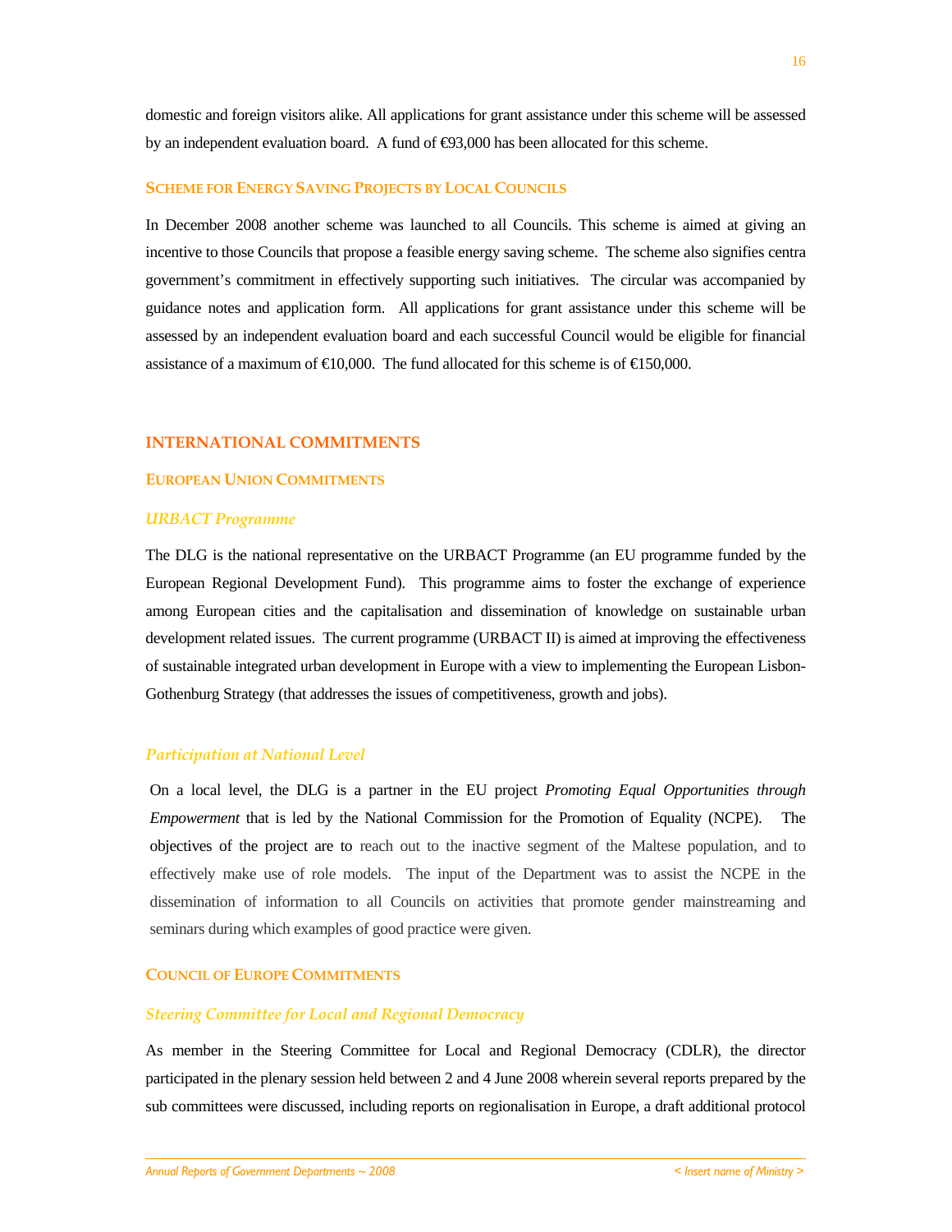domestic and foreign visitors alike. All applications for grant assistance under this scheme will be assessed by an independent evaluation board. A fund of €93,000 has been allocated for this scheme.

### Scheme for Energy Saving Projects by Local Councils

In December 2008 another scheme was launched to all Councils. This scheme is aimed at giving an incentive to those Councils that propose a feasible energy saving scheme. The scheme also signifies centra government's commitment in effectively supporting such initiatives. The circular was accompanied by guidance notes and application form. All applications for grant assistance under this scheme will be assessed by an independent evaluation board and each successful Council would be eligible for financial assistance of a maximum of €10,000. The fund allocated for this scheme is of €150,000.

## INTERNATIONAL COMMITMENTS

### European Union Commitments

#### *URBACT Programme*

The DLG is the national representative on the URBACT Programme (an EU programme funded by the European Regional Development Fund). This programme aims to foster the exchange of experience among European cities and the capitalisation and dissemination of knowledge on sustainable urban development related issues. The current programme (URBACT II) is aimed at improving the effectiveness of sustainable integrated urban development in Europe with a view to implementing the European Lisbon-Gothenburg Strategy (that addresses the issues of competitiveness, growth and jobs).

#### *Participation at National Level*

On a local level, the DLG is a partner in the EU project *Promoting Equal Opportunities through Empowerment* that is led by the National Commission for the Promotion of Equality (NCPE). The objectives of the project are to reach out to the inactive segment of the Maltese population, and to effectively make use of role models. The input of the Department was to assist the NCPE in the dissemination of information to all Councils on activities that promote gender mainstreaming and seminars during which examples of good practice were given.

### Council of Europe Commitments

#### *Steering Committee for Local and Regional Democracy*

As member in the Steering Committee for Local and Regional Democracy (CDLR), the director participated in the plenary session held between 2 and 4 June 2008 wherein several reports prepared by the sub committees were discussed, including reports on regionalisation in Europe, a draft additional protocol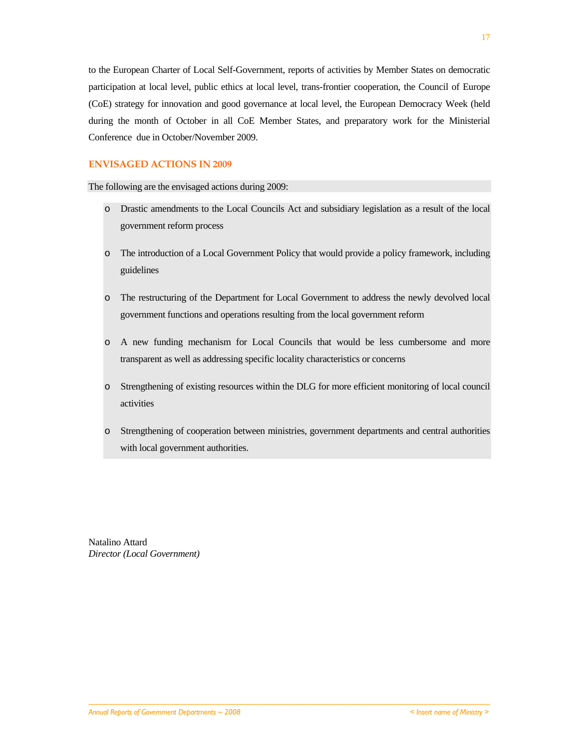to the European Charter of Local Self-Government, reports of activities by Member States on democratic participation at local level, public ethics at local level, trans-frontier cooperation, the Council of Europe (CoE) strategy for innovation and good governance at local level, the European Democracy Week (held during the month of October in all CoE Member States, and preparatory work for the Ministerial Conference due in October/November 2009.

## ENVISAGED ACTIONS IN 2009

The following are the envisaged actions during 2009:

- Drastic amendments to the Local Councils Act and subsidiary legislation as a result of the local government reform process
- The introduction of a Local Government Policy that would provide a policy framework, including guidelines
- The restructuring of the Department for Local Government to address the newly devolved local government functions and operations resulting from the local government reform
- A new funding mechanism for Local Councils that would be less cumbersome and more transparent as well as addressing specific locality characteristics or concerns
- Strengthening of existing resources within the DLG for more efficient monitoring of local council activities
- Strengthening of cooperation between ministries, government departments and central authorities with local government authorities.

Natalino Attard
*Director (Local Government)*